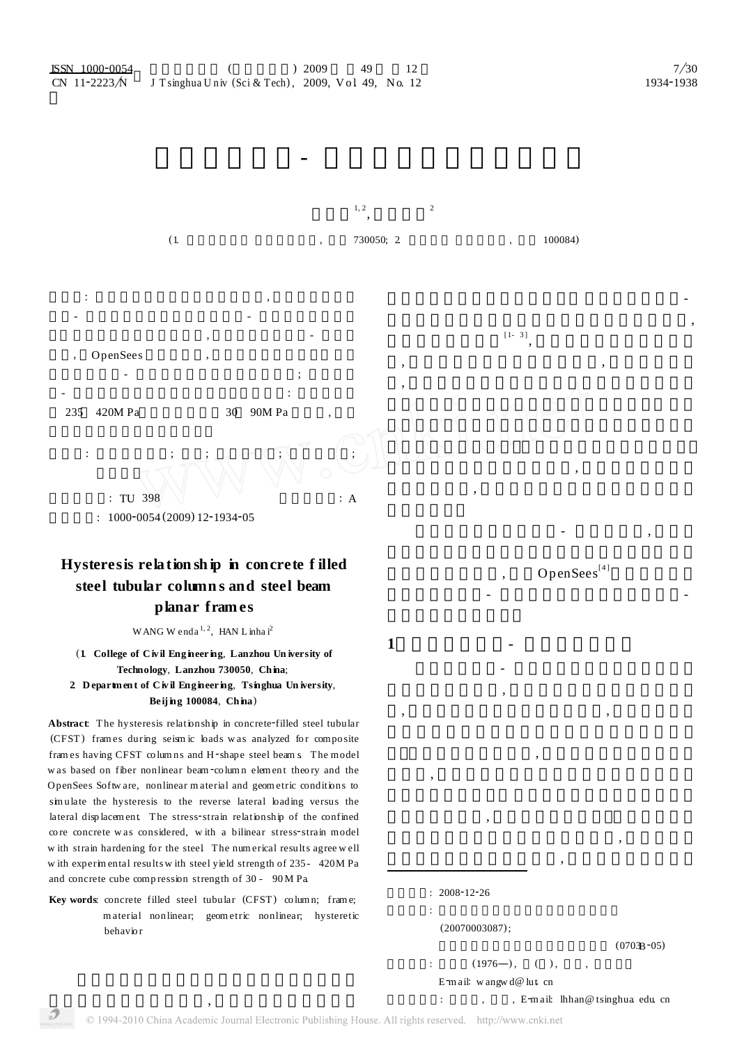# Hysteresis relationship in concrete filled steel tubular columns and steel beam planar frames

WANG Wenda[1,2], HAN Linhai[2]

(1. College of Civil Engineering, Lanzhou University of Technology, Lanzhou 730050, China;
2. Department of Civil Engineering, Tsinghua University, Beijing 100084, China)

**Abstract**: The hysteresis relationship in concrete-filled steel tubular (CFST) frames during seismic loads was analyzed for composite frames having CFST columns and H-shape steel beams. The model was based on fiber nonlinear beam-column element theory and the OpenSees Software, nonlinear material and geometric conditions to simulate the hysteresis to the reverse lateral loading versus the lateral displacement. The stress-strain relationship of the confined core concrete was considered, with a bilinear stress-strain model with strain hardening for the steel. The numerical results agree well with experimental results with steel yield strength of 235 - 420 MPa and concrete cube compression strength of 30 - 90 MPa.

**Key words**: concrete filled steel tubular (CFST) column; frame; material nonlinear; geometric nonlinear; hysteretic behavior

: TU 398 　　: A

: 1000-0054(2009)12-1934-05

: 235 　420 MPa 　30 　90 MPa

OpenSees[4]

[1-3]

## 1

: 2008-12-26

(20070003087);

(0703B-05)

(1976—)

E-mail: wangwd@lut.cn

E-mail: lhhan@tsinghua.edu.cn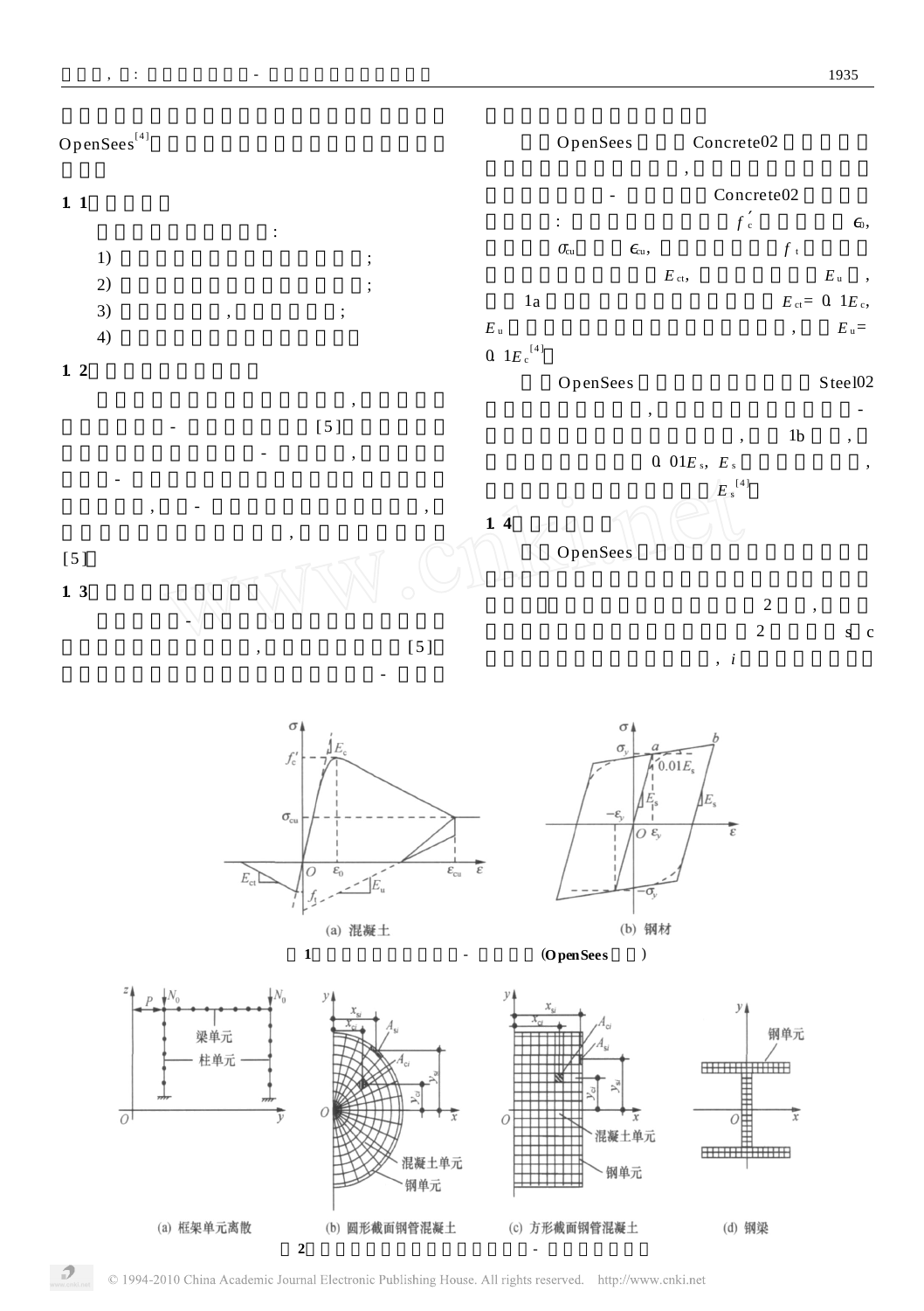OpenSees[4]

## 1.1

:

1) ;
2) ;
3) , ;
4)

## 1.2

,

\- [5]

\- ,

\-

, - ,

,

[5]

## 1.3

\-

, [5]

\-

OpenSees Concrete02

,

\- Concrete02

: $f'_c$ $\epsilon_0$, $\sigma_{cu}$ $\epsilon_{cu}$, $f_t$

$E_{ct}$, $E_u$ ,

1a $E_{ct}=0.1E_c$, $E_u$ , $E_u=0.1E_c$[4]

OpenSees Steel02

, -

, 1b ,

$0.01E_s$, $E_s$ ,

$E_s$[4]

## 1.4

OpenSees

. 2 ,

2 s c

, $i$

(a) 混凝土 (b) 钢材

1 - (OpenSees )

(a) 框架单元离散 (b) 圆形截面钢管混凝土 (c) 方形截面钢管混凝土 (d) 钢梁

2 -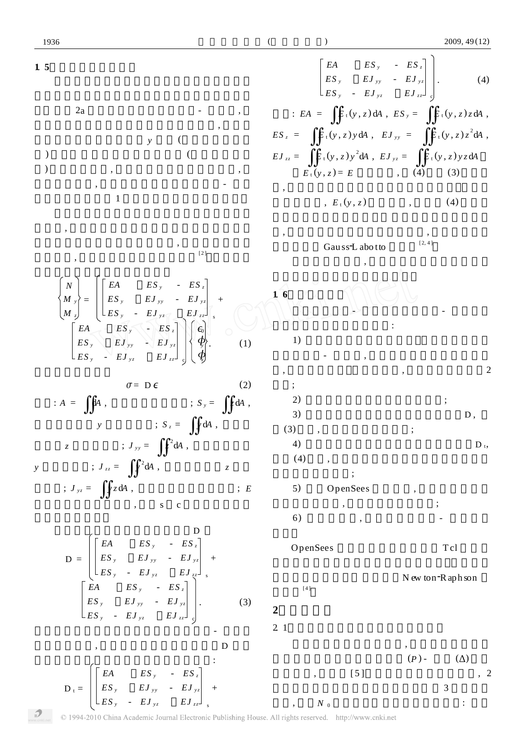1.5

2a - ,

,

$y$ (

) (

) , ,

, -

1

,

,

, [2]

$$\begin{Bmatrix} N \\ M_y \\ M_z \end{Bmatrix} = \left( \begin{bmatrix} EA & ES_y & -ES_z \\ ES_y & EJ_{yy} & -EJ_{yz} \\ -ES_y & -EJ_{yz} & EJ_{zz} \end{bmatrix}_s + \begin{bmatrix} EA & ES_y & -ES_z \\ ES_y & EJ_{yy} & -EJ_{yz} \\ -ES_y & -EJ_{yz} & EJ_{zz} \end{bmatrix}_c \right) \begin{Bmatrix} \epsilon_0 \\ \phi_y \\ \phi_z \end{Bmatrix}. \quad (1)$$

$$\sigma = D\epsilon \quad (2)$$

: $A = \iint dA$ , ; $S_y = \iint z dA$ ,

$y$ ; $S_z = \iint y dA$ ,

$z$ ; $J_{yy} = \iint z^2 dA$ ,

$y$ ; $J_{zz} = \iint y^2 dA$ , $z$

; $J_{yz} = \iint yz dA$ , ; $E$

, s c

D

$$D = \left( \begin{bmatrix} EA & ES_y & -ES_z \\ ES_y & EJ_{yy} & -EJ_{yz} \\ -ES_y & -EJ_{yz} & EJ_{zz} \end{bmatrix}_s + \begin{bmatrix} EA & ES_y & -ES_z \\ ES_y & EJ_{yy} & -EJ_{yz} \\ -ES_y & -EJ_{yz} & EJ_{zz} \end{bmatrix}_c \right). \quad (3)$$

-

, D

:

$$D_t = \left( \begin{bmatrix} EA & ES_y & -ES_z \\ ES_y & EJ_{yy} & -EJ_{yz} \\ -ES_y & -EJ_{yz} & EJ_{zz} \end{bmatrix}_s + \begin{bmatrix} EA & ES_y & -ES_z \\ ES_y & EJ_{yy} & -EJ_{yz} \\ -ES_y & -EJ_{yz} & EJ_{zz} \end{bmatrix}_c \right). \quad (4)$$

: $EA = \iint E_t(y,z) dA$ , $ES_y = \iint E_t(y,z) z dA$ , $ES_z = \iint E_t(y,z) y dA$ , $EJ_{yy} = \iint E_t(y,z) z^2 dA$ , $EJ_{zz} = \iint E_t(y,z) y^2 dA$ , $EJ_{yz} = \iint E_t(y,z) yz dA$

$E_t(y,z) = E$ , (4) (3)

,

, $E_t(y,z)$ , (4)

, ,

Gauss-Labotto [2, 4]

,

1.6

- -

:

1)

- ,

, , 2

;

2) ;

3) D,

(3) , ;

4) $D_t$,

(4) ,

;

5) OpenSees ,

, ;

6) , -

OpenSees Tcl

Newton-Raphson

[4]

2

2.1

,

($P$) - ($\Delta$)

, [5] , 2

3

, $N_0$ :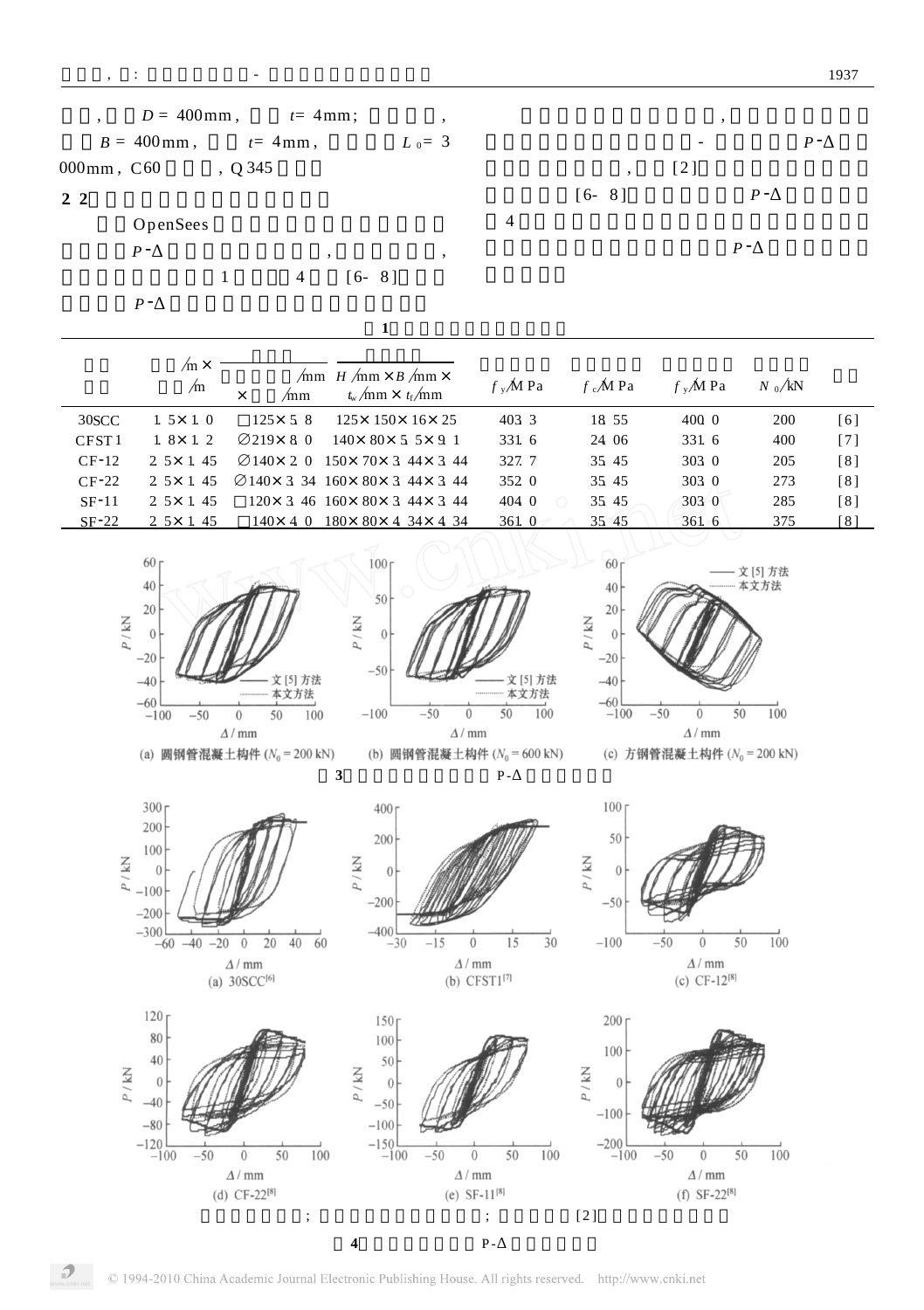, $D$ = 400mm, $t$= 4mm; ,
$B$ = 400mm, $t$= 4mm, $L_0$= 3 000mm, C60 , Q345 .

## 2.2

OpenSees
$P$-Δ , ,
1 4 [6-8]
$P$-Δ

,
- $P$-Δ
, [2]
[6-8] $P$-Δ
4
$P$-Δ

**1**

| | /m × /m | /mm × /mm | $H$/mm × $B$/mm × $t_w$/mm × $t_f$/mm | $f_y$/MPa | $f_c$/MPa | $f_y$/MPa | $N_0$/kN | |
|---|---|---|---|---|---|---|---|---|
| 30SCC | 1.5×1.0 | □125×5.8 | 125×150×16×25 | 403.3 | 18.55 | 400.0 | 200 | [6] |
| CFST1 | 1.8×1.2 | ∅219×8.0 | 140×80×5.5×9.1 | 331.6 | 24.06 | 331.6 | 400 | [7] |
| CF-12 | 2.5×1.45 | ∅140×2.0 | 150×70×3.44×3.44 | 327.7 | 35.45 | 303.0 | 205 | [8] |
| CF-22 | 2.5×1.45 | ∅140×3.34 | 160×80×3.44×3.44 | 352.0 | 35.45 | 303.0 | 273 | [8] |
| SF-11 | 2.5×1.45 | □120×3.46 | 160×80×3.44×3.44 | 404.0 | 35.45 | 303.0 | 285 | [8] |
| SF-22 | 2.5×1.45 | □140×4.0 | 180×80×4.34×4.34 | 361.0 | 35.45 | 361.6 | 375 | [8] |

(a) 圆钢管混凝土构件 ($N_0$ = 200 kN) (b) 圆钢管混凝土构件 ($N_0$ = 600 kN) (c) 方钢管混凝土构件 ($N_0$ = 200 kN)

**3** P-Δ

(a) 30SCC[6] (b) CFST1[7] (c) CF-12[8]

(d) CF-22[8] (e) SF-11[8] (f) SF-22[8]

; ; [2]

**4** P-Δ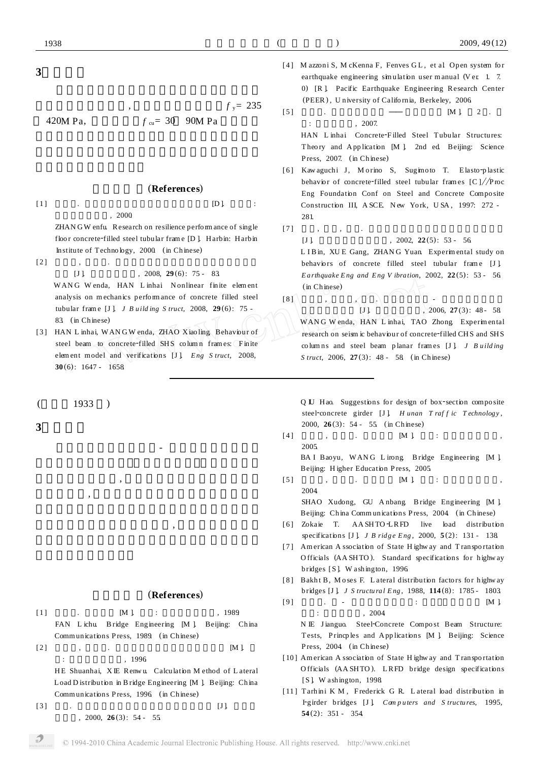3

, $f_y$ = 235 420MPa, $f_{cu}$ = 30 90MPa

## (References)

[1] . [D]. : , 2000.
ZHANG Wenfu. Research on resilience performance of single floor concrete-filled steel tubular frame [D]. Harbin: Harbin Institute of Technology, 2000. (in Chinese)

[2] , . [J]. , 2008, **29**(6): 75 - 83.
WANG Wenda, HAN Linhai. Nonlinear finite element analysis on mechanics performance of concrete filled steel tubular frame [J]. *J Building Struct*, 2008, **29**(6): 75 - 83. (in Chinese)

[3] HAN Linhai, WANG Wenda, ZHAO Xiaoling. Behaviour of steel beam to concrete-filled SHS column frames: Finite element model and verifications [J]. *Eng Struct*, 2008, **30**(6): 1647 - 1658.

[4] Mazzoni S, McKenna F, Fenves GL, et al. Open system for earthquake engineering simulation user manual (Ver. 1.7.0) [R]. Pacific Earthquake Engineering Research Center (PEER), University of California, Berkeley, 2006.

[5] . —— [M]. 2 . : , 2007.
HAN Linhai. Concrete-Filled Steel Tubular Structures: Theory and Application [M]. 2nd ed. Beijing: Science Press, 2007. (in Chinese)

[6] Kawaguchi J, Morino S, Sugimoto T. Elasto-plastic behavior of concrete-filled steel tubular frames [C]// Proc Eng Foundation Conf on Steel and Concrete Composite Construction III, ASCE. New York, USA, 1997: 272 - 281.

[7] , , . [J]. , 2002, **22**(5): 53 - 56.
LI Bin, XUE Gang, ZHANG Yuan. Experimental study on behaviors of concrete filled steel tubular frame [J]. *Earthquake Eng and Eng Vibration*, 2002, **22**(5): 53 - 56. (in Chinese)

[8] , , . - [J]. , 2006, **27**(3): 48 - 58.
WANG Wenda, HAN Linhai, TAO Zhong. Experimental research on seismic behaviour of concrete-filled CHS and SHS columns and steel beam planar frames [J]. *J Building Struct*, 2006, **27**(3): 48 - 58. (in Chinese)

---

( 1933 )

3

- , , , ,

## (References)

[1] . [M]. : , 1989.
FAN Lichu. Bridge Engineering [M]. Beijing: China Communications Press, 1989. (in Chinese)

[2] , . [M]. : , 1996.
HE Shuanhai, XIE Renwu. Calculation Method of Lateral Load Distribution in Bridge Engineering [M]. Beijing: China Communications Press, 1996. (in Chinese)

[3] . [J]. , 2000, **26**(3): 54 - 55.
QIU Hao. Suggestions for design of box-section composite steel-concrete girder [J]. *Hunan Traffic Technology*, 2000, **26**(3): 54 - 55. (in Chinese)

[4] , . [M]. : , 2005.
BAI Baoyu, WANG Lirong. Bridge Engineering [M]. Beijing: Higher Education Press, 2005.

[5] , . [M]. : , 2004.
SHAO Xudong, GU Anbang. Bridge Engineering [M]. Beijing: China Communications Press, 2004. (in Chinese)

[6] Zokaie T. AASHTO-LRFD live load distribution specifications [J]. *J Bridge Eng*, 2000, **5**(2): 131 - 138.

[7] American Association of State Highway and Transportation Officials (AASHTO). Standard specifications for highway bridges [S]. Washington, 1996.

[8] Bakht B, Moses F. Lateral distribution factors for highway bridges [J]. *J Structural Eng*, 1988, **114**(8): 1785 - 1803.

[9] . - : [M]. : , 2004.
NIE Jianguo. Steel-Concrete Compost Beam Structure: Tests, Princples and Applications [M]. Beijing: Science Press, 2004. (in Chinese)

[10] American Association of State Highway and Transportation Officials (AASHTO). LRFD bridge design specifications [S]. Washington, 1998.

[11] Tarhini K M, Frederick G R. Lateral load distribution in I-girder bridges [J]. *Computers and Structures*, 1995, **54**(2): 351 - 354.